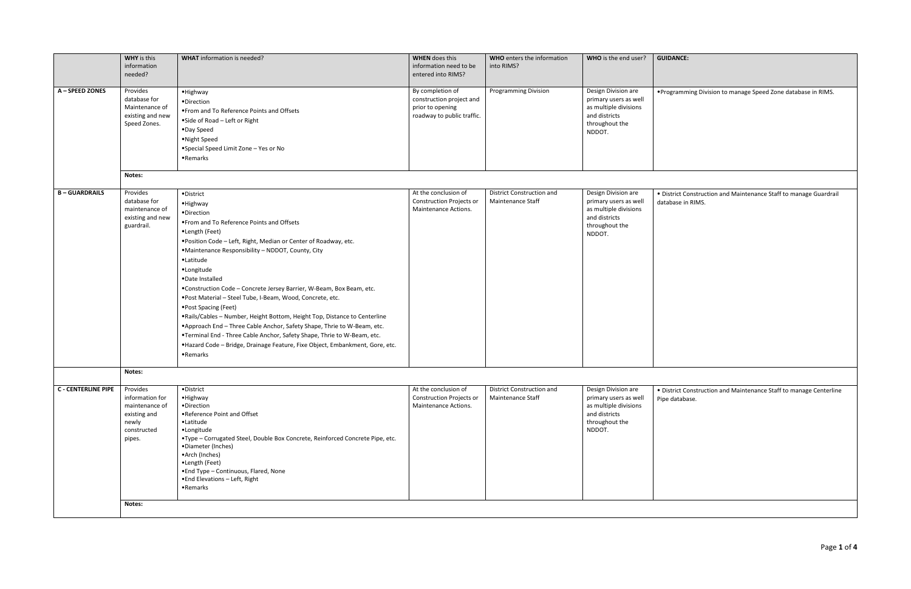| | **WHY** is this information needed? | **WHAT** information is needed? | **WHEN** does this information need to be entered into RIMS? | **WHO** enters the information into RIMS? | **WHO** is the end user? | **GUIDANCE:** |
|---|---|---|---|---|---|---|
| **A – SPEED ZONES** | Provides database for Maintenance of existing and new Speed Zones. | •Highway<br>•Direction<br>•From and To Reference Points and Offsets<br>•Side of Road – Left or Right<br>•Day Speed<br>•Night Speed<br>•Special Speed Limit Zone – Yes or No<br>•Remarks | By completion of construction project and prior to opening roadway to public traffic. | Programming Division | Design Division are primary users as well as multiple divisions and districts throughout the NDDOT. | •Programming Division to manage Speed Zone database in RIMS. |
| | **Notes:** | | | | | |
| **B – GUARDRAILS** | Provides database for maintenance of existing and new guardrail. | •District<br>•Highway<br>•Direction<br>•From and To Reference Points and Offsets<br>•Length (Feet)<br>•Position Code – Left, Right, Median or Center of Roadway, etc.<br>•Maintenance Responsibility – NDDOT, County, City<br>•Latitude<br>•Longitude<br>•Date Installed<br>•Construction Code – Concrete Jersey Barrier, W-Beam, Box Beam, etc.<br>•Post Material – Steel Tube, I-Beam, Wood, Concrete, etc.<br>•Post Spacing (Feet)<br>•Rails/Cables – Number, Height Bottom, Height Top, Distance to Centerline<br>•Approach End – Three Cable Anchor, Safety Shape, Thrie to W-Beam, etc.<br>•Terminal End - Three Cable Anchor, Safety Shape, Thrie to W-Beam, etc.<br>•Hazard Code – Bridge, Drainage Feature, Fixe Object, Embankment, Gore, etc.<br>•Remarks | At the conclusion of Construction Projects or Maintenance Actions. | District Construction and Maintenance Staff | Design Division are primary users as well as multiple divisions and districts throughout the NDDOT. | • District Construction and Maintenance Staff to manage Guardrail database in RIMS. |
| | **Notes:** | | | | | |
| **C - CENTERLINE PIPE** | Provides information for maintenance of existing and newly constructed pipes. | •District<br>•Highway<br>•Direction<br>•Reference Point and Offset<br>•Latitude<br>•Longitude<br>•Type – Corrugated Steel, Double Box Concrete, Reinforced Concrete Pipe, etc.<br>•Diameter (Inches)<br>•Arch (Inches)<br>•Length (Feet)<br>•End Type – Continuous, Flared, None<br>•End Elevations – Left, Right<br>•Remarks | At the conclusion of Construction Projects or Maintenance Actions. | District Construction and Maintenance Staff | Design Division are primary users as well as multiple divisions and districts throughout the NDDOT. | • District Construction and Maintenance Staff to manage Centerline Pipe database. |
| | **Notes:** | | | | | |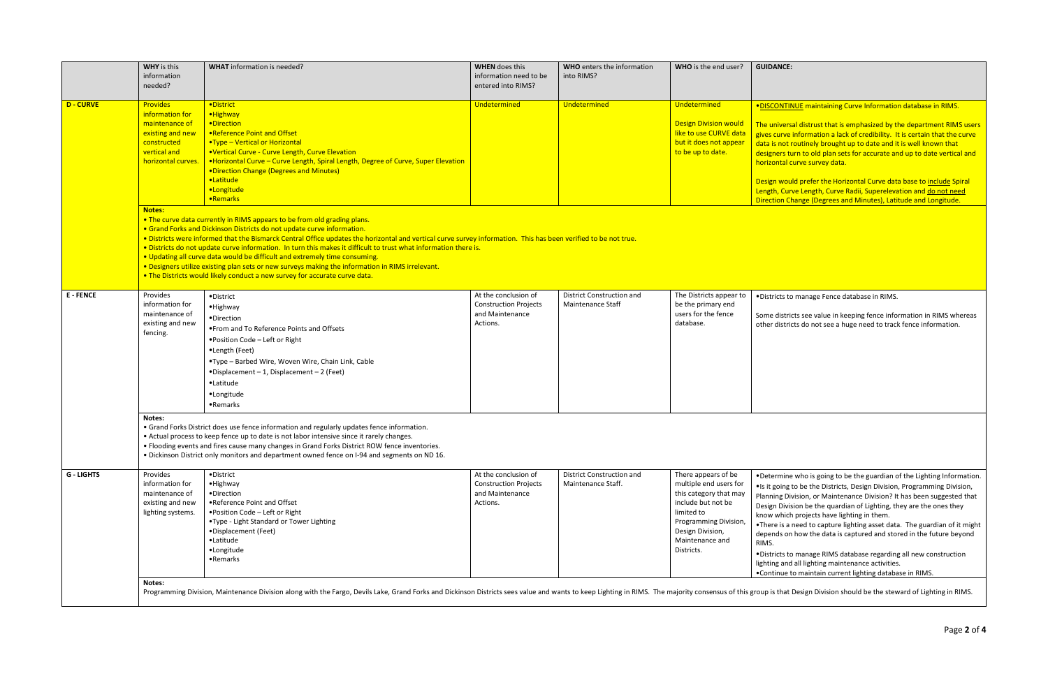| | WHY is this information needed? | WHAT information is needed? | WHEN does this information need to be entered into RIMS? | WHO enters the information into RIMS? | WHO is the end user? | GUIDANCE: |
|---|---|---|---|---|---|---|
| **D - CURVE** | Provides information for maintenance of existing and new constructed vertical and horizontal curves. | •District<br>•Highway<br>•Direction<br>•Reference Point and Offset<br>•Type – Vertical or Horizontal<br>•Vertical Curve - Curve Length, Curve Elevation<br>•Horizontal Curve – Curve Length, Spiral Length, Degree of Curve, Super Elevation<br>•Direction Change (Degrees and Minutes)<br>•Latitude<br>•Longitude<br>•Remarks | Undetermined | Undetermined | Undetermined<br><br>Design Division would like to use CURVE data but it does not appear to be up to date. | •DISCONTINUE maintaining Curve Information database in RIMS.<br><br>The universal distrust that is emphasized by the department RIMS users gives curve information a lack of credibility. It is certain that the curve data is not routinely brought up to date and it is well known that designers turn to old plan sets for accurate and up to date vertical and horizontal curve survey data.<br><br>Design would prefer the Horizontal Curve data base to include Spiral Length, Curve Length, Curve Radii, Superelevation and do not need Direction Change (Degrees and Minutes), Latitude and Longitude. |
| | **Notes:**<br>• The curve data currently in RIMS appears to be from old grading plans.<br>• Grand Forks and Dickinson Districts do not update curve information.<br>• Districts were informed that the Bismarck Central Office updates the horizontal and vertical curve survey information. This has been verified to be not true.<br>• Districts do not update curve information. In turn this makes it difficult to trust what information there is.<br>• Updating all curve data would be difficult and extremely time consuming.<br>• Designers utilize existing plan sets or new surveys making the information in RIMS irrelevant.<br>• The Districts would likely conduct a new survey for accurate curve data. | | | | | |
| **E - FENCE** | Provides information for maintenance of existing and new fencing. | •District<br>•Highway<br>•Direction<br>•From and To Reference Points and Offsets<br>•Position Code – Left or Right<br>•Length (Feet)<br>•Type – Barbed Wire, Woven Wire, Chain Link, Cable<br>•Displacement – 1, Displacement – 2 (Feet)<br>•Latitude<br>•Longitude<br>•Remarks | At the conclusion of Construction Projects and Maintenance Actions. | District Construction and Maintenance Staff | The Districts appear to be the primary end users for the fence database. | •Districts to manage Fence database in RIMS.<br><br>Some districts see value in keeping fence information in RIMS whereas other districts do not see a huge need to track fence information. |
| | **Notes:**<br>• Grand Forks District does use fence information and regularly updates fence information.<br>• Actual process to keep fence up to date is not labor intensive since it rarely changes.<br>• Flooding events and fires cause many changes in Grand Forks District ROW fence inventories.<br>• Dickinson District only monitors and department owned fence on I-94 and segments on ND 16. | | | | | |
| **G - LIGHTS** | Provides information for maintenance of existing and new lighting systems. | •District<br>•Highway<br>•Direction<br>•Reference Point and Offset<br>•Position Code – Left or Right<br>•Type - Light Standard or Tower Lighting<br>•Displacement (Feet)<br>•Latitude<br>•Longitude<br>•Remarks | At the conclusion of Construction Projects and Maintenance Actions. | District Construction and Maintenance Staff. | There appears of be multiple end users for this category that may include but not be limited to Programming Division, Design Division, Maintenance and Districts. | •Determine who is going to be the guardian of the Lighting Information.<br>•Is it going to be the Districts, Design Division, Programming Division, Planning Division, or Maintenance Division? It has been suggested that Design Division be the guardian of Lighting, they are the ones they know which projects have lighting in them.<br>•There is a need to capture lighting asset data. The guardian of it might depends on how the data is captured and stored in the future beyond RIMS.<br>•Districts to manage RIMS database regarding all new construction lighting and all lighting maintenance activities.<br>•Continue to maintain current lighting database in RIMS. |
| | **Notes:**<br>Programming Division, Maintenance Division along with the Fargo, Devils Lake, Grand Forks and Dickinson Districts sees value and wants to keep Lighting in RIMS. The majority consensus of this group is that Design Division should be the steward of Lighting in RIMS. | | | | | |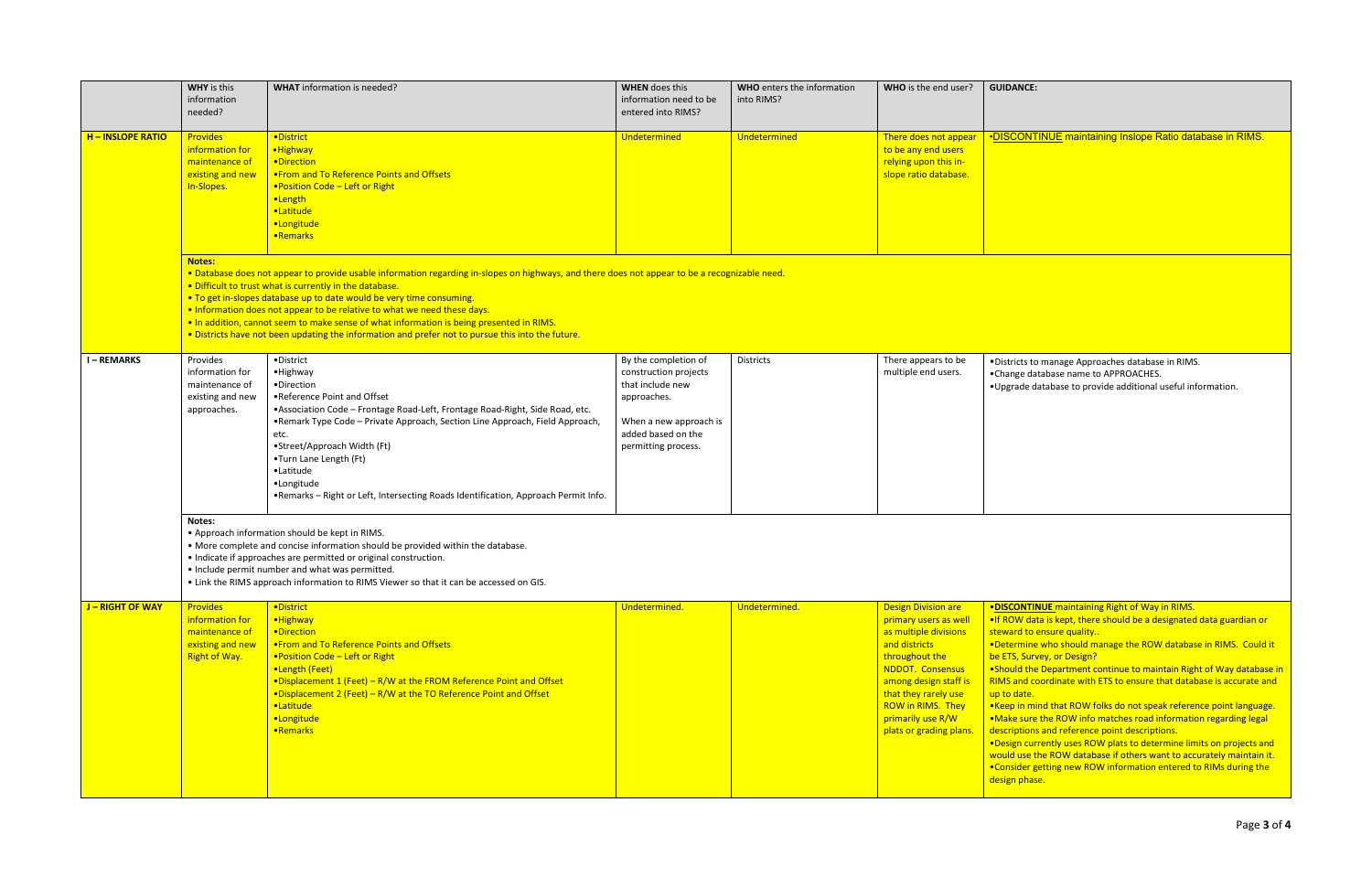| | **WHY** is this information needed? | **WHAT** information is needed? | **WHEN** does this information need to be entered into RIMS? | **WHO** enters the information into RIMS? | **WHO** is the end user? | **GUIDANCE:** |
|---|---|---|---|---|---|---|
| **H – INSLOPE RATIO** | Provides information for maintenance of existing and new In-Slopes. | •District<br>•Highway<br>•Direction<br>•From and To Reference Points and Offsets<br>•Position Code – Left or Right<br>•Length<br>•Latitude<br>•Longitude<br>•Remarks | Undetermined | Undetermined | There does not appear to be any end users relying upon this in-slope ratio database. | •DISCONTINUE maintaining Inslope Ratio database in RIMS. |
| | **Notes:**<br>• Database does not appear to provide usable information regarding in-slopes on highways, and there does not appear to be a recognizable need.<br>• Difficult to trust what is currently in the database.<br>• To get in-slopes database up to date would be very time consuming.<br>• Information does not appear to be relative to what we need these days.<br>• In addition, cannot seem to make sense of what information is being presented in RIMS.<br>• Districts have not been updating the information and prefer not to pursue this into the future. | | | | | |
| **I – REMARKS** | Provides information for maintenance of existing and new approaches. | •District<br>•Highway<br>•Direction<br>•Reference Point and Offset<br>•Association Code – Frontage Road-Left, Frontage Road-Right, Side Road, etc.<br>•Remark Type Code – Private Approach, Section Line Approach, Field Approach, etc.<br>•Street/Approach Width (Ft)<br>•Turn Lane Length (Ft)<br>•Latitude<br>•Longitude<br>•Remarks – Right or Left, Intersecting Roads Identification, Approach Permit Info. | By the completion of construction projects that include new approaches.<br><br>When a new approach is added based on the permitting process. | Districts | There appears to be multiple end users. | •Districts to manage Approaches database in RIMS.<br>•Change database name to APPROACHES.<br>•Upgrade database to provide additional useful information. |
| | **Notes:**<br>• Approach information should be kept in RIMS.<br>• More complete and concise information should be provided within the database.<br>• Indicate if approaches are permitted or original construction.<br>• Include permit number and what was permitted.<br>• Link the RIMS approach information to RIMS Viewer so that it can be accessed on GIS. | | | | | |
| **J – RIGHT OF WAY** | Provides information for maintenance of existing and new Right of Way. | •District<br>•Highway<br>•Direction<br>•From and To Reference Points and Offsets<br>•Position Code – Left or Right<br>•Length (Feet)<br>•Displacement 1 (Feet) – R/W at the FROM Reference Point and Offset<br>•Displacement 2 (Feet) – R/W at the TO Reference Point and Offset<br>•Latitude<br>•Longitude<br>•Remarks | Undetermined. | Undetermined. | Design Division are primary users as well as multiple divisions and districts throughout the NDDOT. Consensus among design staff is that they rarely use ROW in RIMS. They primarily use R/W plats or grading plans. | •**DISCONTINUE** maintaining Right of Way in RIMS.<br>•If ROW data is kept, there should be a designated data guardian or steward to ensure quality..<br>•Determine who should manage the ROW database in RIMS. Could it be ETS, Survey, or Design?<br>•Should the Department continue to maintain Right of Way database in RIMS and coordinate with ETS to ensure that database is accurate and up to date.<br>•Keep in mind that ROW folks do not speak reference point language.<br>•Make sure the ROW info matches road information regarding legal descriptions and reference point descriptions.<br>•Design currently uses ROW plats to determine limits on projects and would use the ROW database if others want to accurately maintain it.<br>•Consider getting new ROW information entered to RIMs during the design phase. |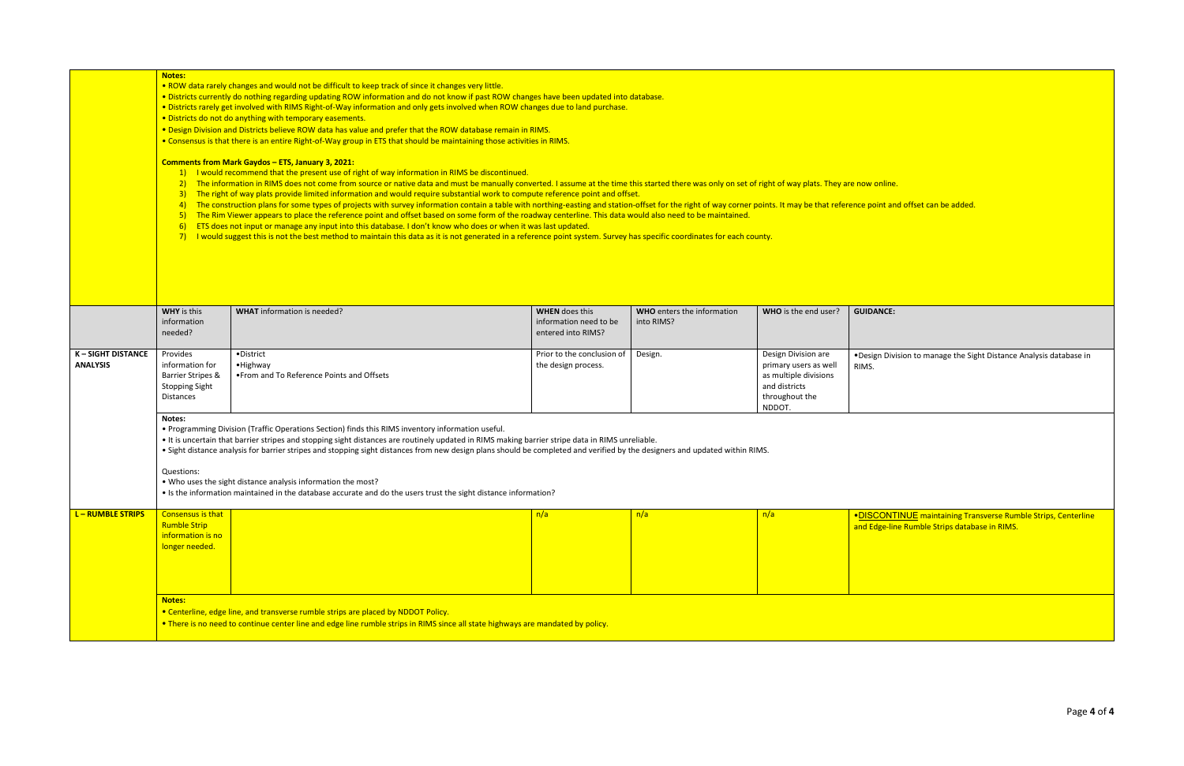**Notes:**

- ROW data rarely changes and would not be difficult to keep track of since it changes very little.
- Districts currently do nothing regarding updating ROW information and do not know if past ROW changes have been updated into database.
- Districts rarely get involved with RIMS Right-of-Way information and only gets involved when ROW changes due to land purchase.
- Districts do not do anything with temporary easements.
- Design Division and Districts believe ROW data has value and prefer that the ROW database remain in RIMS.
- Consensus is that there is an entire Right-of-Way group in ETS that should be maintaining those activities in RIMS.

**Comments from Mark Gaydos – ETS, January 3, 2021:**

1) I would recommend that the present use of right of way information in RIMS be discontinued.
2) The information in RIMS does not come from source or native data and must be manually converted. I assume at the time this started there was only on set of right of way plats. They are now online.
3) The right of way plats provide limited information and would require substantial work to compute reference point and offset.
4) The construction plans for some types of projects with survey information contain a table with northing-easting and station-offset for the right of way corner points. It may be that reference point and offset can be added.
5) The Rim Viewer appears to place the reference point and offset based on some form of the roadway centerline. This data would also need to be maintained.
6) ETS does not input or manage any input into this database. I don't know who does or when it was last updated.
7) I would suggest this is not the best method to maintain this data as it is not generated in a reference point system. Survey has specific coordinates for each county.

| | **WHY** is this information needed? | **WHAT** information is needed? | **WHEN** does this information need to be entered into RIMS? | **WHO** enters the information into RIMS? | **WHO** is the end user? | **GUIDANCE:** |
|---|---|---|---|---|---|---|
| **K – SIGHT DISTANCE ANALYSIS** | Provides information for Barrier Stripes & Stopping Sight Distances | •District<br>•Highway<br>•From and To Reference Points and Offsets | Prior to the conclusion of the design process. | Design. | Design Division are primary users as well as multiple divisions and districts throughout the NDDOT. | •Design Division to manage the Sight Distance Analysis database in RIMS. |

**Notes:**

- Programming Division (Traffic Operations Section) finds this RIMS inventory information useful.
- It is uncertain that barrier stripes and stopping sight distances are routinely updated in RIMS making barrier stripe data in RIMS unreliable.
- Sight distance analysis for barrier stripes and stopping sight distances from new design plans should be completed and verified by the designers and updated within RIMS.

Questions:

- Who uses the sight distance analysis information the most?
- Is the information maintained in the database accurate and do the users trust the sight distance information?

| | | | | | | |
|---|---|---|---|---|---|---|
| **L – RUMBLE STRIPS** | Consensus is that Rumble Strip information is no longer needed. | | n/a | n/a | n/a | •DISCONTINUE maintaining Transverse Rumble Strips, Centerline and Edge-line Rumble Strips database in RIMS. |

**Notes:**

- Centerline, edge line, and transverse rumble strips are placed by NDDOT Policy.
- There is no need to continue center line and edge line rumble strips in RIMS since all state highways are mandated by policy.